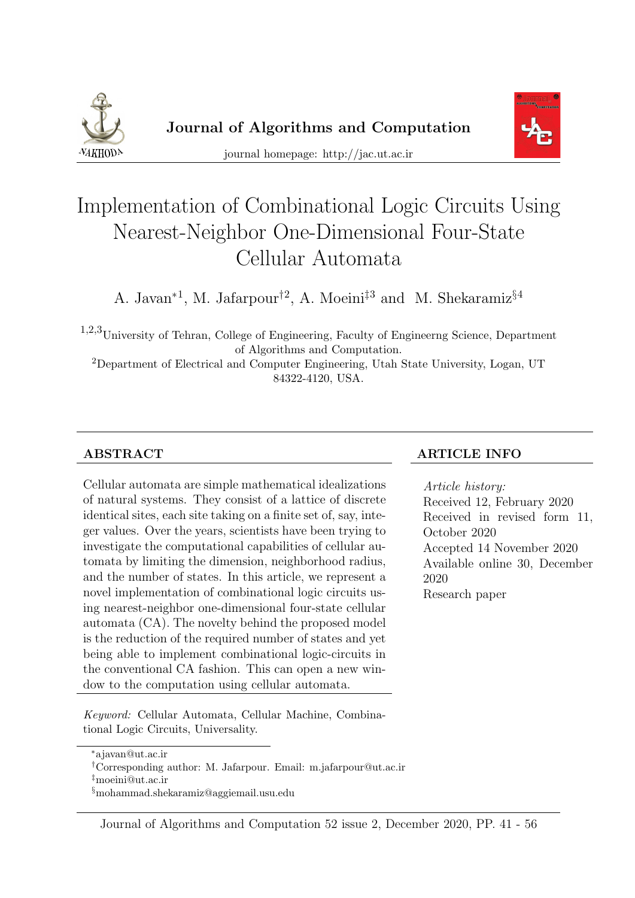Journal of Algorithms and Computation

journal homepage: http://jac.ut.ac.ir

# Implementation of Combinational Logic Circuits Using Nearest-Neighbor One-Dimensional Four-State Cellular Automata

A. Javan[*1], M. Jafarpour[†2], A. Moeini[‡3] and M. Shekaramiz[§4]

[1,2,3]University of Tehran, College of Engineering, Faculty of Engineerng Science, Department of Algorithms and Computation.

[2]Department of Electrical and Computer Engineering, Utah State University, Logan, UT 84322-4120, USA.

## ABSTRACT

Cellular automata are simple mathematical idealizations of natural systems. They consist of a lattice of discrete identical sites, each site taking on a finite set of, say, integer values. Over the years, scientists have been trying to investigate the computational capabilities of cellular automata by limiting the dimension, neighborhood radius, and the number of states. In this article, we represent a novel implementation of combinational logic circuits using nearest-neighbor one-dimensional four-state cellular automata (CA). The novelty behind the proposed model is the reduction of the required number of states and yet being able to implement combinational logic-circuits in the conventional CA fashion. This can open a new window to the computation using cellular automata.

*Keyword:* Cellular Automata, Cellular Machine, Combinational Logic Circuits, Universality.

## ARTICLE INFO

*Article history:*
Received 12, February 2020
Received in revised form 11, October 2020
Accepted 14 November 2020
Available online 30, December 2020
Research paper

---

[*]ajavan@ut.ac.ir
[†]Corresponding author: M. Jafarpour. Email: m.jafarpour@ut.ac.ir
[‡]moeini@ut.ac.ir
[§]mohammad.shekaramiz@aggiemail.usu.edu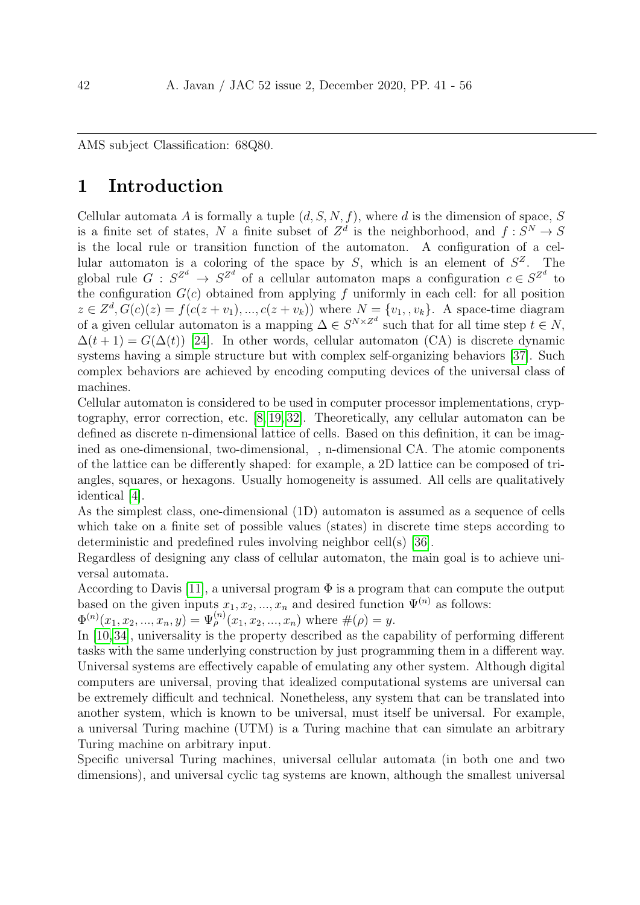AMS subject Classification: 68Q80.

# 1 Introduction

Cellular automata $A$ is formally a tuple $(d, S, N, f)$, where $d$ is the dimension of space, $S$ is a finite set of states, $N$ a finite subset of $Z^d$ is the neighborhood, and $f : S^N \to S$ is the local rule or transition function of the automaton. A configuration of a cellular automaton is a coloring of the space by $S$, which is an element of $S^Z$. The global rule $G : S^{Z^d} \to S^{Z^d}$ of a cellular automaton maps a configuration $c \in S^{Z^d}$ to the configuration $G(c)$ obtained from applying $f$ uniformly in each cell: for all position $z \in Z^d, G(c)(z) = f(c(z + v_1), ..., c(z + v_k))$ where $N = \{v_1, , v_k\}$. A space-time diagram of a given cellular automaton is a mapping $\Delta \in S^{N \times Z^d}$ such that for all time step $t \in N$, $\Delta(t + 1) = G(\Delta(t))$ [24]. In other words, cellular automaton (CA) is discrete dynamic systems having a simple structure but with complex self-organizing behaviors [37]. Such complex behaviors are achieved by encoding computing devices of the universal class of machines.

Cellular automaton is considered to be used in computer processor implementations, cryptography, error correction, etc. [8, 19, 32]. Theoretically, any cellular automaton can be defined as discrete n-dimensional lattice of cells. Based on this definition, it can be imagined as one-dimensional, two-dimensional, , n-dimensional CA. The atomic components of the lattice can be differently shaped: for example, a 2D lattice can be composed of triangles, squares, or hexagons. Usually homogeneity is assumed. All cells are qualitatively identical [4].

As the simplest class, one-dimensional (1D) automaton is assumed as a sequence of cells which take on a finite set of possible values (states) in discrete time steps according to deterministic and predefined rules involving neighbor cell(s) [36].

Regardless of designing any class of cellular automaton, the main goal is to achieve universal automata.

According to Davis [11], a universal program $\Phi$ is a program that can compute the output based on the given inputs $x_1, x_2, ..., x_n$ and desired function $\Psi^{(n)}$ as follows:

$\Phi^{(n)}(x_1, x_2, ..., x_n, y) = \Psi^{(n)}_\rho(x_1, x_2, ..., x_n)$ where $\#(\rho) = y$.

In [10, 34], universality is the property described as the capability of performing different tasks with the same underlying construction by just programming them in a different way. Universal systems are effectively capable of emulating any other system. Although digital computers are universal, proving that idealized computational systems are universal can be extremely difficult and technical. Nonetheless, any system that can be translated into another system, which is known to be universal, must itself be universal. For example, a universal Turing machine (UTM) is a Turing machine that can simulate an arbitrary Turing machine on arbitrary input.

Specific universal Turing machines, universal cellular automata (in both one and two dimensions), and universal cyclic tag systems are known, although the smallest universal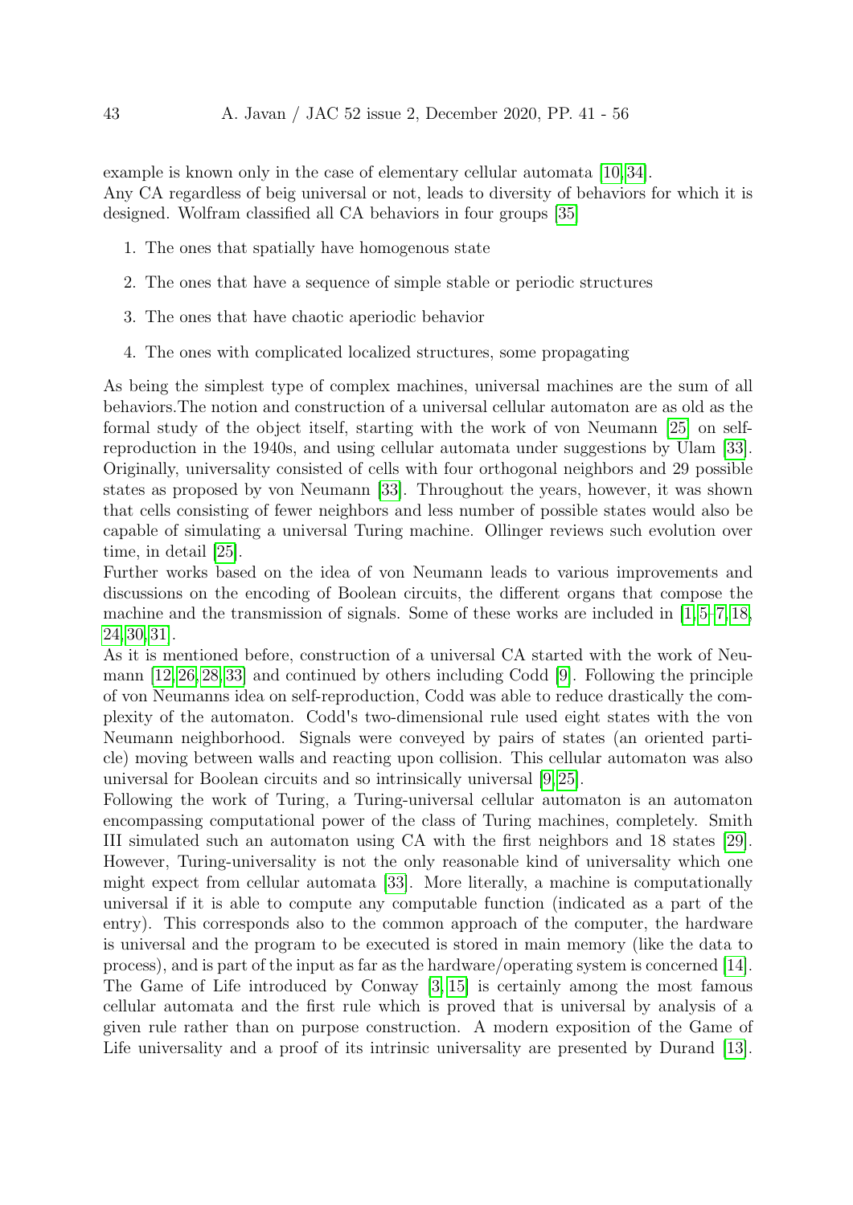example is known only in the case of elementary cellular automata [10,34].
Any CA regardless of beig universal or not, leads to diversity of behaviors for which it is designed. Wolfram classified all CA behaviors in four groups [35]

1. The ones that spatially have homogenous state
2. The ones that have a sequence of simple stable or periodic structures
3. The ones that have chaotic aperiodic behavior
4. The ones with complicated localized structures, some propagating

As being the simplest type of complex machines, universal machines are the sum of all behaviors.The notion and construction of a universal cellular automaton are as old as the formal study of the object itself, starting with the work of von Neumann [25] on self-reproduction in the 1940s, and using cellular automata under suggestions by Ulam [33]. Originally, universality consisted of cells with four orthogonal neighbors and 29 possible states as proposed by von Neumann [33]. Throughout the years, however, it was shown that cells consisting of fewer neighbors and less number of possible states would also be capable of simulating a universal Turing machine. Ollinger reviews such evolution over time, in detail [25].
Further works based on the idea of von Neumann leads to various improvements and discussions on the encoding of Boolean circuits, the different organs that compose the machine and the transmission of signals. Some of these works are included in [1,5–7,18,24,30,31].
As it is mentioned before, construction of a universal CA started with the work of Neumann [12,26,28,33] and continued by others including Codd [9]. Following the principle of von Neumanns idea on self-reproduction, Codd was able to reduce drastically the complexity of the automaton. Codd's two-dimensional rule used eight states with the von Neumann neighborhood. Signals were conveyed by pairs of states (an oriented particle) moving between walls and reacting upon collision. This cellular automaton was also universal for Boolean circuits and so intrinsically universal [9,25].
Following the work of Turing, a Turing-universal cellular automaton is an automaton encompassing computational power of the class of Turing machines, completely. Smith III simulated such an automaton using CA with the first neighbors and 18 states [29]. However, Turing-universality is not the only reasonable kind of universality which one might expect from cellular automata [33]. More literally, a machine is computationally universal if it is able to compute any computable function (indicated as a part of the entry). This corresponds also to the common approach of the computer, the hardware is universal and the program to be executed is stored in main memory (like the data to process), and is part of the input as far as the hardware/operating system is concerned [14].
The Game of Life introduced by Conway [3,15] is certainly among the most famous cellular automata and the first rule which is proved that is universal by analysis of a given rule rather than on purpose construction. A modern exposition of the Game of Life universality and a proof of its intrinsic universality are presented by Durand [13].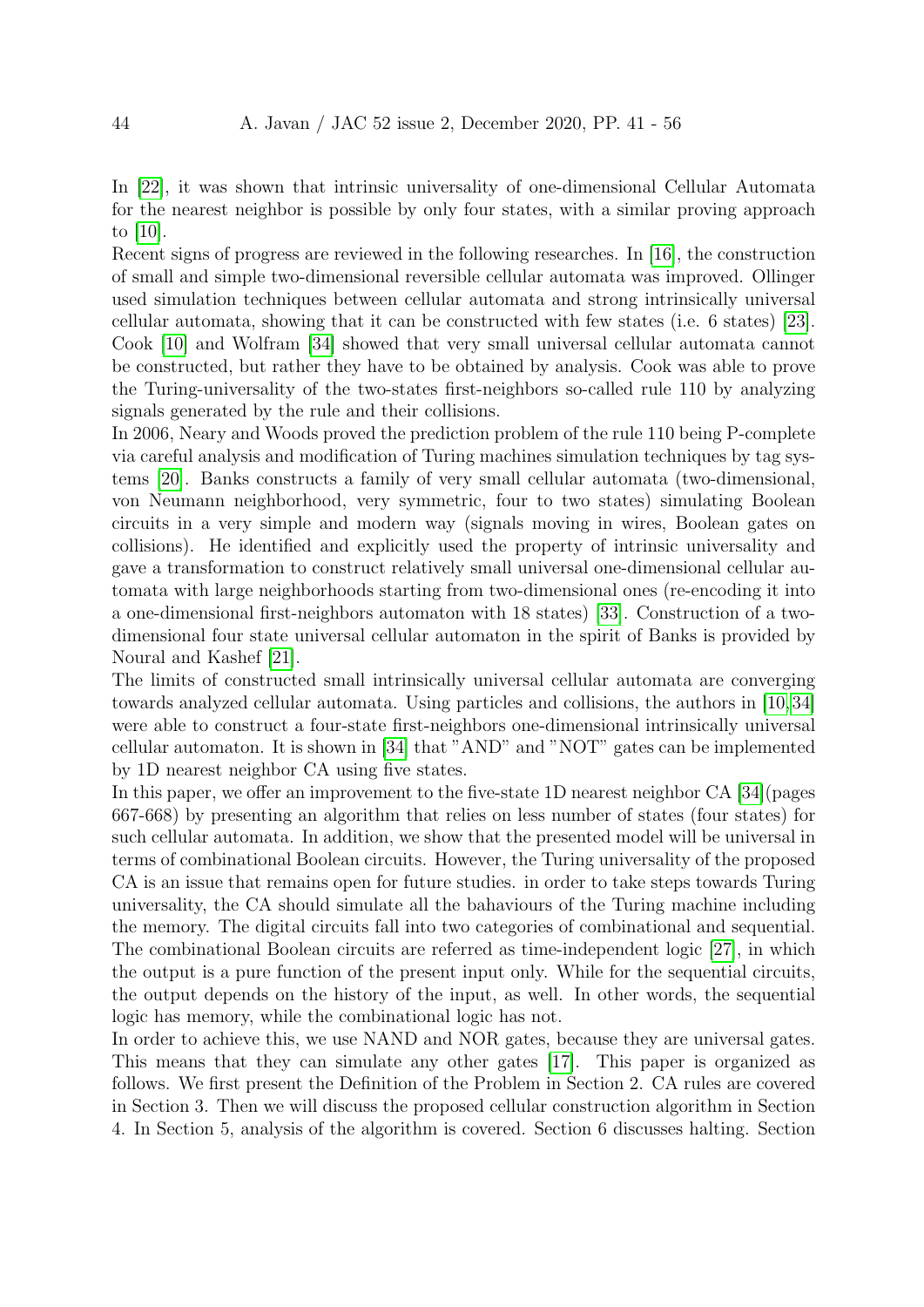In [22], it was shown that intrinsic universality of one-dimensional Cellular Automata for the nearest neighbor is possible by only four states, with a similar proving approach to [10].

Recent signs of progress are reviewed in the following researches. In [16], the construction of small and simple two-dimensional reversible cellular automata was improved. Ollinger used simulation techniques between cellular automata and strong intrinsically universal cellular automata, showing that it can be constructed with few states (i.e. 6 states) [23]. Cook [10] and Wolfram [34] showed that very small universal cellular automata cannot be constructed, but rather they have to be obtained by analysis. Cook was able to prove the Turing-universality of the two-states first-neighbors so-called rule 110 by analyzing signals generated by the rule and their collisions.

In 2006, Neary and Woods proved the prediction problem of the rule 110 being P-complete via careful analysis and modification of Turing machines simulation techniques by tag systems [20]. Banks constructs a family of very small cellular automata (two-dimensional, von Neumann neighborhood, very symmetric, four to two states) simulating Boolean circuits in a very simple and modern way (signals moving in wires, Boolean gates on collisions). He identified and explicitly used the property of intrinsic universality and gave a transformation to construct relatively small universal one-dimensional cellular automata with large neighborhoods starting from two-dimensional ones (re-encoding it into a one-dimensional first-neighbors automaton with 18 states) [33]. Construction of a two-dimensional four state universal cellular automaton in the spirit of Banks is provided by Noural and Kashef [21].

The limits of constructed small intrinsically universal cellular automata are converging towards analyzed cellular automata. Using particles and collisions, the authors in [10,34] were able to construct a four-state first-neighbors one-dimensional intrinsically universal cellular automaton. It is shown in [34] that "AND" and "NOT" gates can be implemented by 1D nearest neighbor CA using five states.

In this paper, we offer an improvement to the five-state 1D nearest neighbor CA [34](pages 667-668) by presenting an algorithm that relies on less number of states (four states) for such cellular automata. In addition, we show that the presented model will be universal in terms of combinational Boolean circuits. However, the Turing universality of the proposed CA is an issue that remains open for future studies. in order to take steps towards Turing universality, the CA should simulate all the bahaviours of the Turing machine including the memory. The digital circuits fall into two categories of combinational and sequential. The combinational Boolean circuits are referred as time-independent logic [27], in which the output is a pure function of the present input only. While for the sequential circuits, the output depends on the history of the input, as well. In other words, the sequential logic has memory, while the combinational logic has not.

In order to achieve this, we use NAND and NOR gates, because they are universal gates. This means that they can simulate any other gates [17]. This paper is organized as follows. We first present the Definition of the Problem in Section 2. CA rules are covered in Section 3. Then we will discuss the proposed cellular construction algorithm in Section 4. In Section 5, analysis of the algorithm is covered. Section 6 discusses halting. Section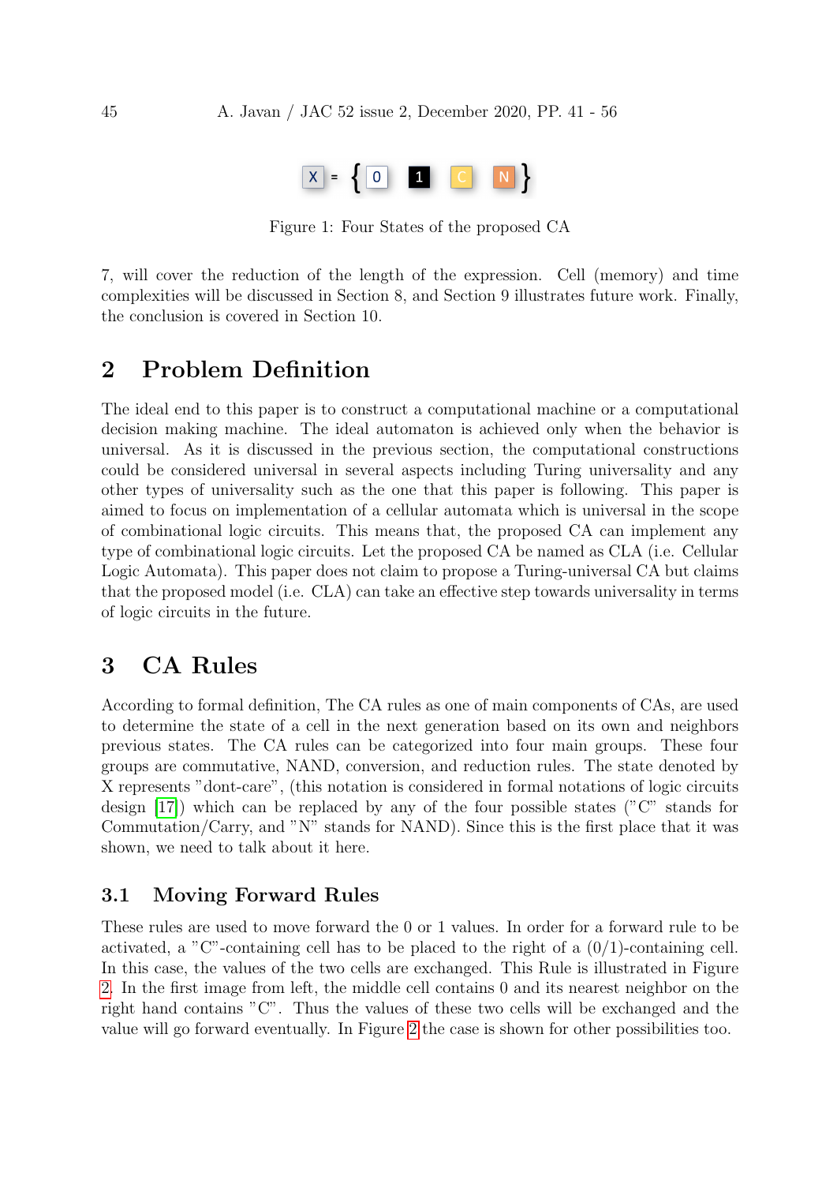X = { 0 1 C N }

Figure 1: Four States of the proposed CA

7, will cover the reduction of the length of the expression. Cell (memory) and time complexities will be discussed in Section 8, and Section 9 illustrates future work. Finally, the conclusion is covered in Section 10.

## 2 Problem Definition

The ideal end to this paper is to construct a computational machine or a computational decision making machine. The ideal automaton is achieved only when the behavior is universal. As it is discussed in the previous section, the computational constructions could be considered universal in several aspects including Turing universality and any other types of universality such as the one that this paper is following. This paper is aimed to focus on implementation of a cellular automata which is universal in the scope of combinational logic circuits. This means that, the proposed CA can implement any type of combinational logic circuits. Let the proposed CA be named as CLA (i.e. Cellular Logic Automata). This paper does not claim to propose a Turing-universal CA but claims that the proposed model (i.e. CLA) can take an effective step towards universality in terms of logic circuits in the future.

## 3 CA Rules

According to formal definition, The CA rules as one of main components of CAs, are used to determine the state of a cell in the next generation based on its own and neighbors previous states. The CA rules can be categorized into four main groups. These four groups are commutative, NAND, conversion, and reduction rules. The state denoted by X represents "dont-care", (this notation is considered in formal notations of logic circuits design [17]) which can be replaced by any of the four possible states ("C" stands for Commutation/Carry, and "N" stands for NAND). Since this is the first place that it was shown, we need to talk about it here.

### 3.1 Moving Forward Rules

These rules are used to move forward the 0 or 1 values. In order for a forward rule to be activated, a "C"-containing cell has to be placed to the right of a (0/1)-containing cell. In this case, the values of the two cells are exchanged. This Rule is illustrated in Figure 2. In the first image from left, the middle cell contains 0 and its nearest neighbor on the right hand contains "C". Thus the values of these two cells will be exchanged and the value will go forward eventually. In Figure 2 the case is shown for other possibilities too.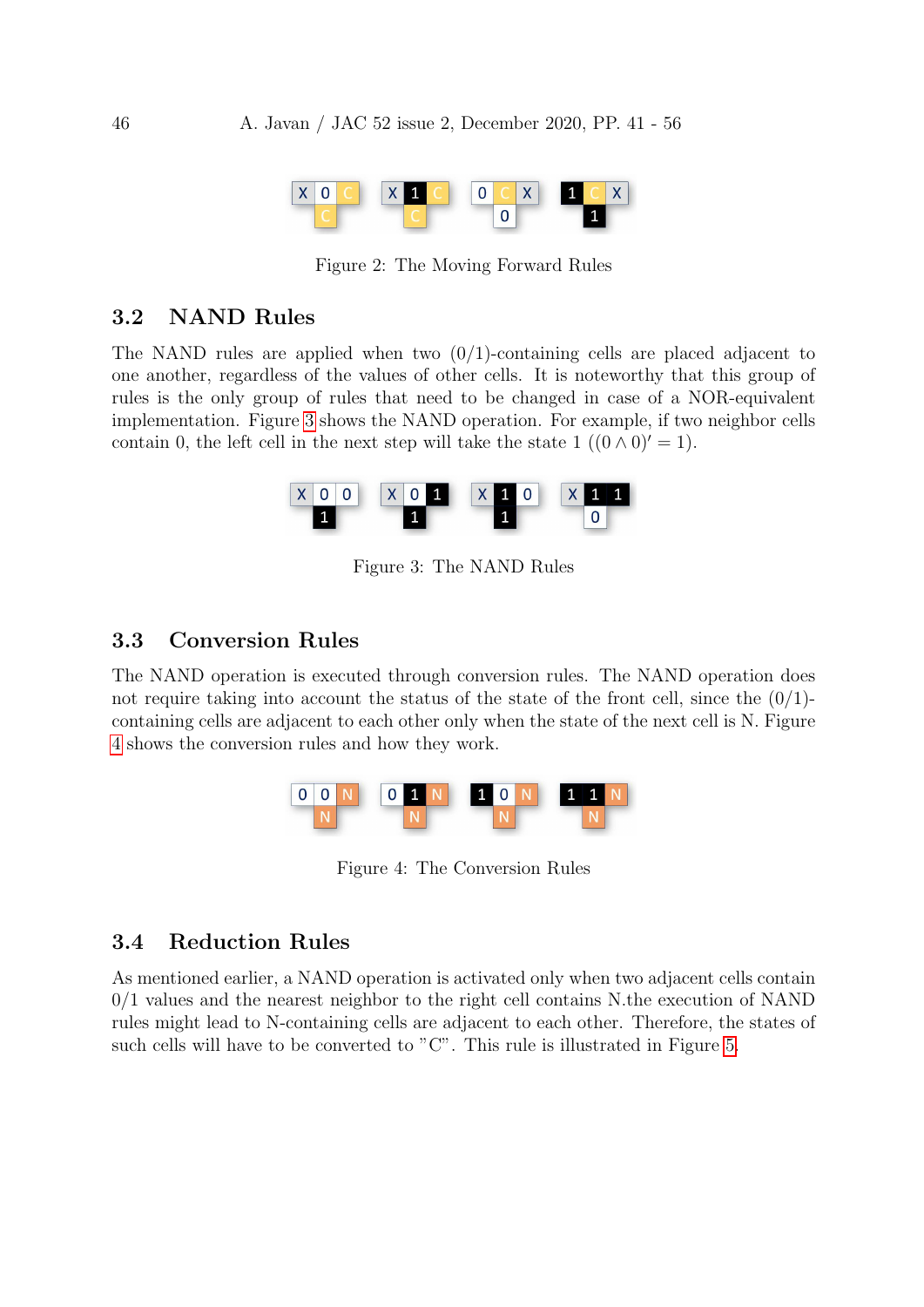Figure 2: The Moving Forward Rules

### 3.2 NAND Rules

The NAND rules are applied when two (0/1)-containing cells are placed adjacent to one another, regardless of the values of other cells. It is noteworthy that this group of rules is the only group of rules that need to be changed in case of a NOR-equivalent implementation. Figure 3 shows the NAND operation. For example, if two neighbor cells contain 0, the left cell in the next step will take the state 1 ($(0 \wedge 0)' = 1$).

Figure 3: The NAND Rules

### 3.3 Conversion Rules

The NAND operation is executed through conversion rules. The NAND operation does not require taking into account the status of the state of the front cell, since the (0/1)-containing cells are adjacent to each other only when the state of the next cell is N. Figure 4 shows the conversion rules and how they work.

Figure 4: The Conversion Rules

### 3.4 Reduction Rules

As mentioned earlier, a NAND operation is activated only when two adjacent cells contain 0/1 values and the nearest neighbor to the right cell contains N.the execution of NAND rules might lead to N-containing cells are adjacent to each other. Therefore, the states of such cells will have to be converted to "C". This rule is illustrated in Figure 5.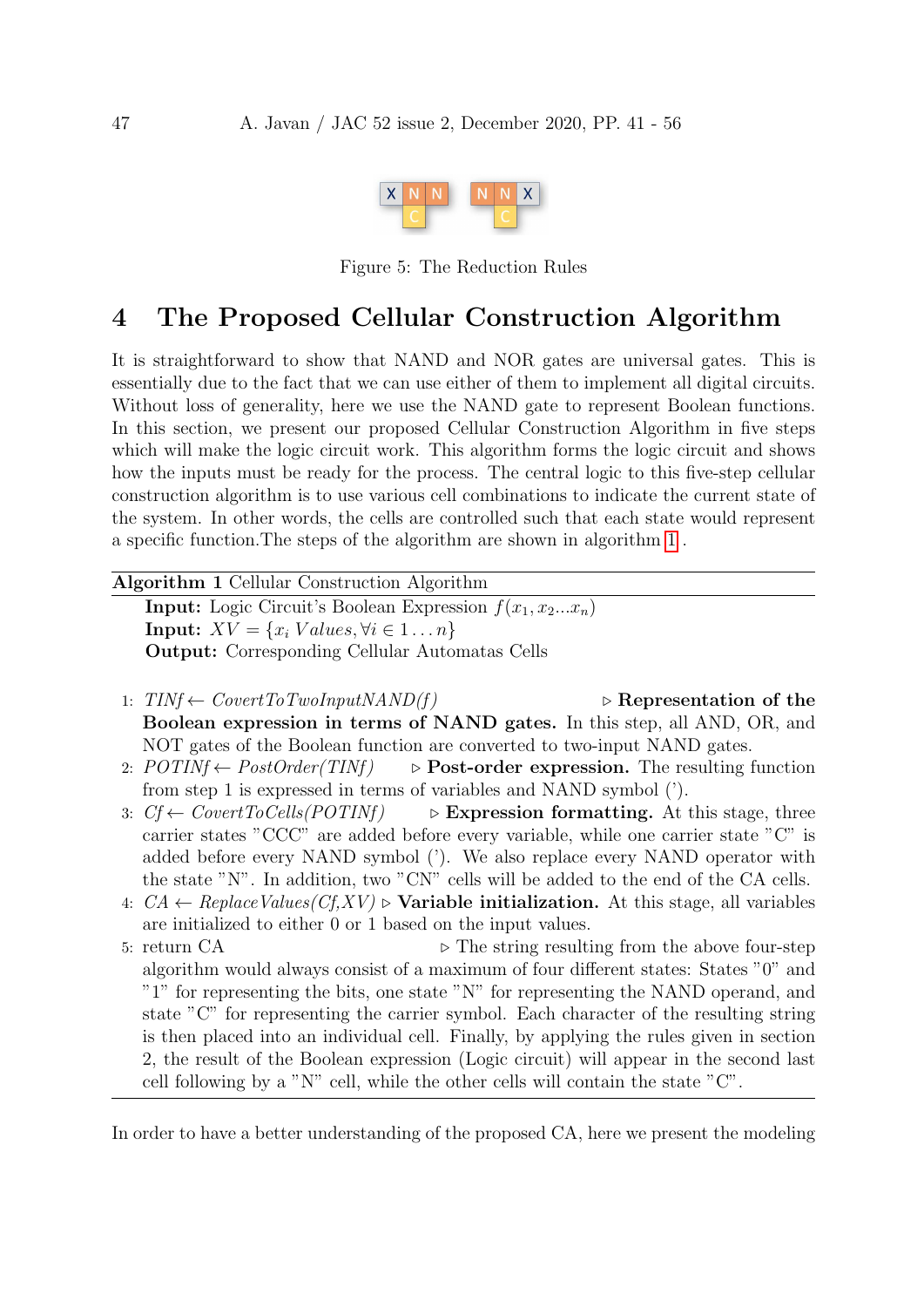Figure 5: The Reduction Rules

# 4 The Proposed Cellular Construction Algorithm

It is straightforward to show that NAND and NOR gates are universal gates. This is essentially due to the fact that we can use either of them to implement all digital circuits. Without loss of generality, here we use the NAND gate to represent Boolean functions. In this section, we present our proposed Cellular Construction Algorithm in five steps which will make the logic circuit work. This algorithm forms the logic circuit and shows how the inputs must be ready for the process. The central logic to this five-step cellular construction algorithm is to use various cell combinations to indicate the current state of the system. In other words, the cells are controlled such that each state would represent a specific function.The steps of the algorithm are shown in algorithm 1 .

---

**Algorithm 1** Cellular Construction Algorithm

**Input:** Logic Circuit's Boolean Expression $f(x_1, x_2 ... x_n)$
**Input:** $XV = \{x_i\, Values, \forall i \in 1 \dots n\}$
**Output:** Corresponding Cellular Automatas Cells

1: *TINf* ← *CovertToTwoInputNAND(f)* ▷ **Representation of the Boolean expression in terms of NAND gates.** In this step, all AND, OR, and NOT gates of the Boolean function are converted to two-input NAND gates.

2: *POTINf* ← *PostOrder(TINf)* ▷ **Post-order expression.** The resulting function from step 1 is expressed in terms of variables and NAND symbol (').

3: *Cf* ← *CovertToCells(POTINf)* ▷ **Expression formatting.** At this stage, three carrier states "CCC" are added before every variable, while one carrier state "C" is added before every NAND symbol ('). We also replace every NAND operator with the state "N". In addition, two "CN" cells will be added to the end of the CA cells.

4: *CA* ← *ReplaceValues(Cf,XV)* ▷ **Variable initialization.** At this stage, all variables are initialized to either 0 or 1 based on the input values.

5: return CA ▷ The string resulting from the above four-step algorithm would always consist of a maximum of four different states: States "0" and "1" for representing the bits, one state "N" for representing the NAND operand, and state "C" for representing the carrier symbol. Each character of the resulting string is then placed into an individual cell. Finally, by applying the rules given in section 2, the result of the Boolean expression (Logic circuit) will appear in the second last cell following by a "N" cell, while the other cells will contain the state "C".

---

In order to have a better understanding of the proposed CA, here we present the modeling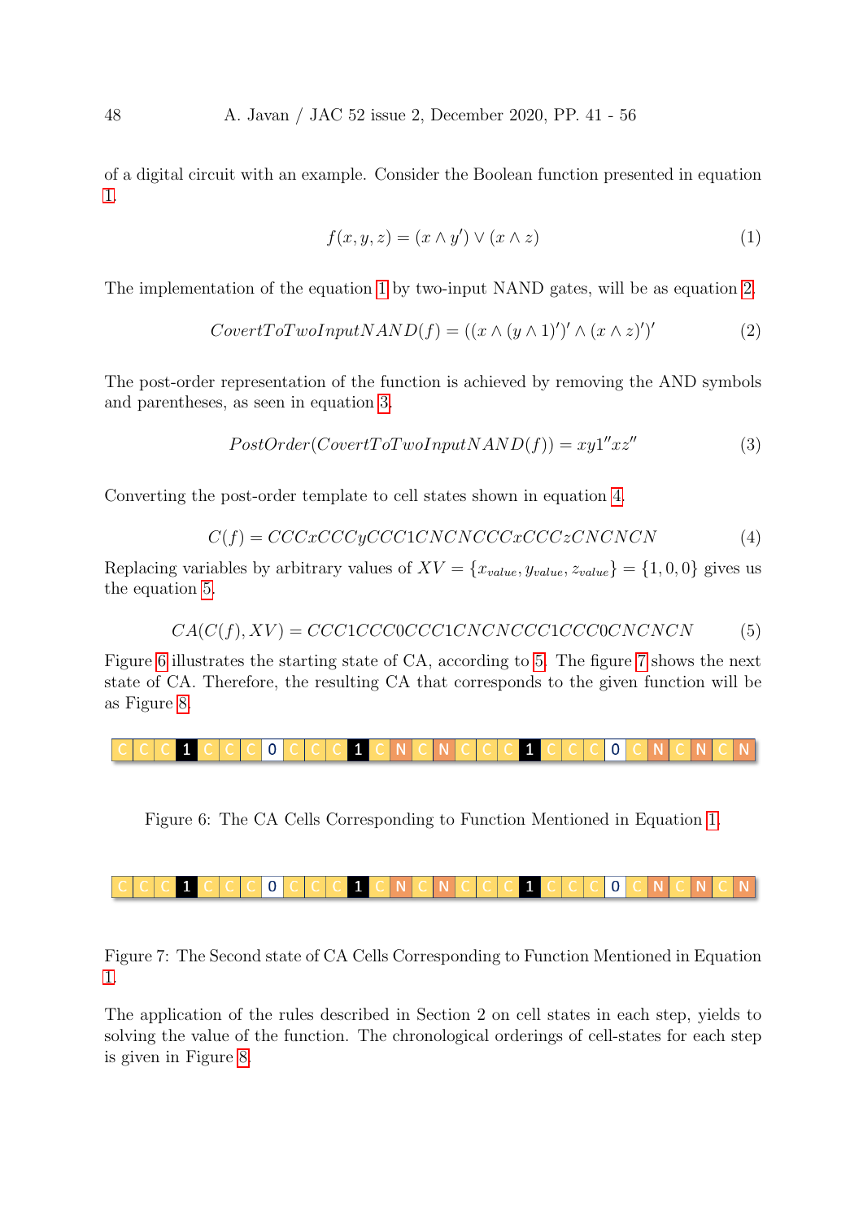of a digital circuit with an example. Consider the Boolean function presented in equation 1.

$$f(x, y, z) = (x \wedge y') \vee (x \wedge z) \tag{1}$$

The implementation of the equation 1 by two-input NAND gates, will be as equation 2.

$$CovertToTwoInputNAND(f) = ((x \wedge (y \wedge 1)')' \wedge (x \wedge z)')' \tag{2}$$

The post-order representation of the function is achieved by removing the AND symbols and parentheses, as seen in equation 3.

$$PostOrder(CovertToTwoInputNAND(f)) = xy1''xz'' \tag{3}$$

Converting the post-order template to cell states shown in equation 4.

$$C(f) = CCCxCCCyCCC1CNCNCCCxCCCzCNCNCN \tag{4}$$

Replacing variables by arbitrary values of $XV = \{x_{value}, y_{value}, z_{value}\} = \{1, 0, 0\}$ gives us the equation 5.

$$CA(C(f), XV) = CCC1CCC0CCC1CNCNCCC1CCC0CNCNCN \tag{5}$$

Figure 6 illustrates the starting state of CA, according to 5. The figure 7 shows the next state of CA. Therefore, the resulting CA that corresponds to the given function will be as Figure 8.

| C | C | C | 1 | C | C | C | 0 | C | C | C | 1 | C | N | C | N | C | C | C | 1 | C | C | C | 0 | C | N | C | N | C | N |
|---|---|---|---|---|---|---|---|---|---|---|---|---|---|---|---|---|---|---|---|---|---|---|---|---|---|---|---|---|---|

Figure 6: The CA Cells Corresponding to Function Mentioned in Equation 1.

| C | C | C | 1 | C | C | C | 0 | C | C | C | 1 | C | N | C | N | C | C | C | 1 | C | C | C | 0 | C | N | C | N | C | N |
|---|---|---|---|---|---|---|---|---|---|---|---|---|---|---|---|---|---|---|---|---|---|---|---|---|---|---|---|---|---|

Figure 7: The Second state of CA Cells Corresponding to Function Mentioned in Equation 1.

The application of the rules described in Section 2 on cell states in each step, yields to solving the value of the function. The chronological orderings of cell-states for each step is given in Figure 8.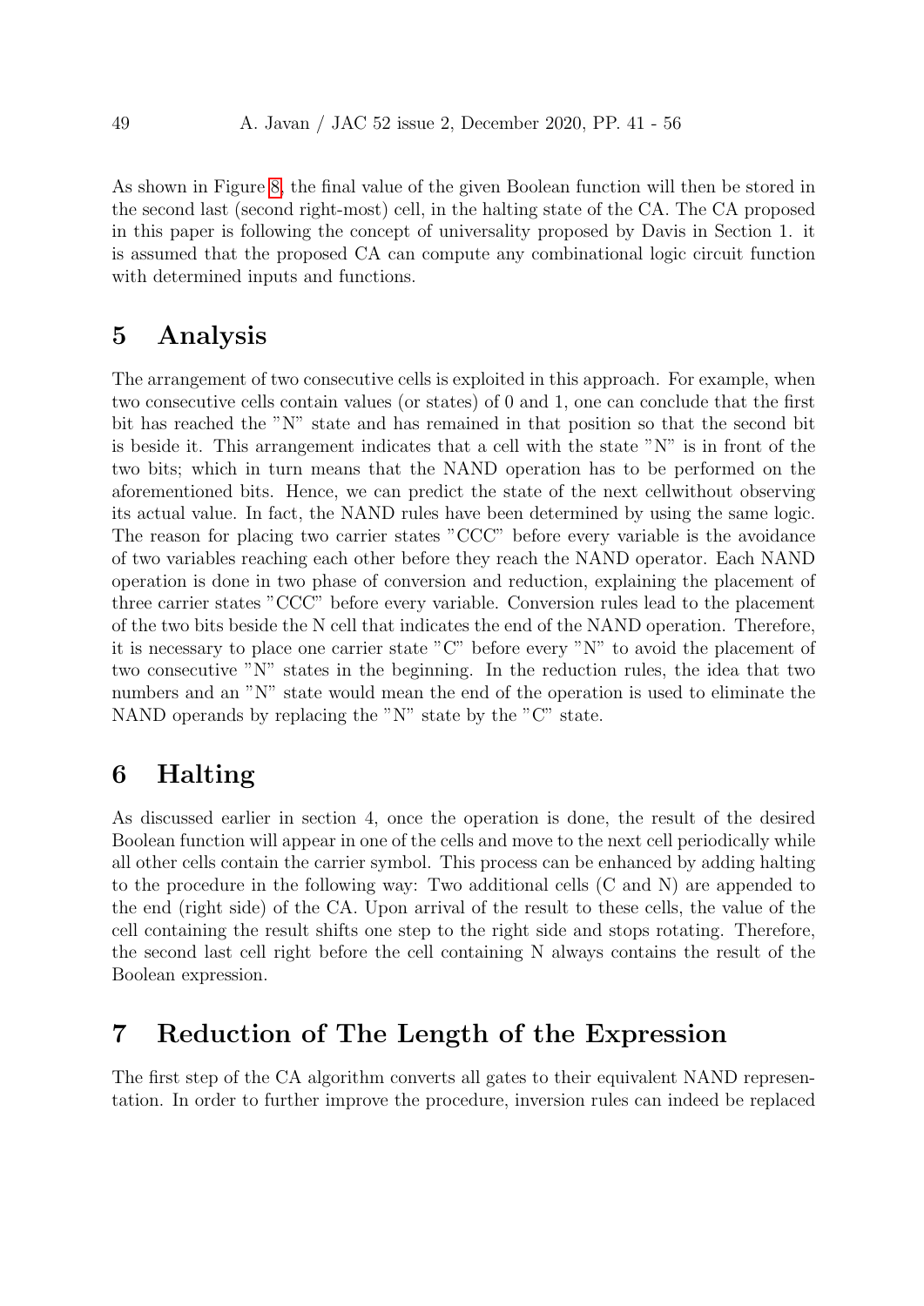As shown in Figure 8, the final value of the given Boolean function will then be stored in the second last (second right-most) cell, in the halting state of the CA. The CA proposed in this paper is following the concept of universality proposed by Davis in Section 1. it is assumed that the proposed CA can compute any combinational logic circuit function with determined inputs and functions.

# 5 Analysis

The arrangement of two consecutive cells is exploited in this approach. For example, when two consecutive cells contain values (or states) of 0 and 1, one can conclude that the first bit has reached the "N" state and has remained in that position so that the second bit is beside it. This arrangement indicates that a cell with the state "N" is in front of the two bits; which in turn means that the NAND operation has to be performed on the aforementioned bits. Hence, we can predict the state of the next cellwithout observing its actual value. In fact, the NAND rules have been determined by using the same logic. The reason for placing two carrier states "CCC" before every variable is the avoidance of two variables reaching each other before they reach the NAND operator. Each NAND operation is done in two phase of conversion and reduction, explaining the placement of three carrier states "CCC" before every variable. Conversion rules lead to the placement of the two bits beside the N cell that indicates the end of the NAND operation. Therefore, it is necessary to place one carrier state "C" before every "N" to avoid the placement of two consecutive "N" states in the beginning. In the reduction rules, the idea that two numbers and an "N" state would mean the end of the operation is used to eliminate the NAND operands by replacing the "N" state by the "C" state.

# 6 Halting

As discussed earlier in section 4, once the operation is done, the result of the desired Boolean function will appear in one of the cells and move to the next cell periodically while all other cells contain the carrier symbol. This process can be enhanced by adding halting to the procedure in the following way: Two additional cells (C and N) are appended to the end (right side) of the CA. Upon arrival of the result to these cells, the value of the cell containing the result shifts one step to the right side and stops rotating. Therefore, the second last cell right before the cell containing N always contains the result of the Boolean expression.

# 7 Reduction of The Length of the Expression

The first step of the CA algorithm converts all gates to their equivalent NAND representation. In order to further improve the procedure, inversion rules can indeed be replaced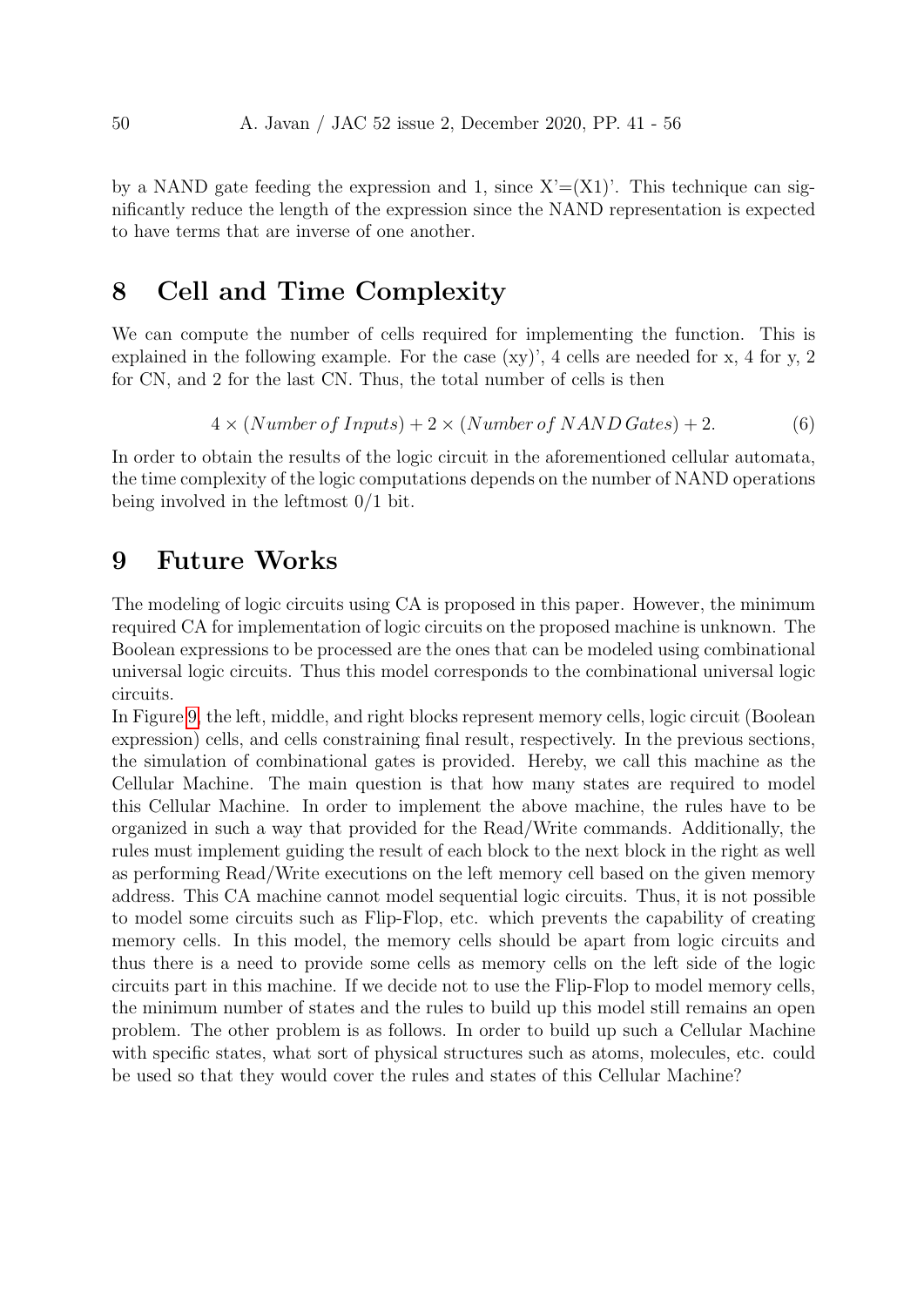by a NAND gate feeding the expression and 1, since X'=(X1)'. This technique can significantly reduce the length of the expression since the NAND representation is expected to have terms that are inverse of one another.

# 8 Cell and Time Complexity

We can compute the number of cells required for implementing the function. This is explained in the following example. For the case (xy)', 4 cells are needed for x, 4 for y, 2 for CN, and 2 for the last CN. Thus, the total number of cells is then

$$4 \times (Number\,of\,Inputs) + 2 \times (Number\,of\,NAND\,Gates) + 2. \tag{6}$$

In order to obtain the results of the logic circuit in the aforementioned cellular automata, the time complexity of the logic computations depends on the number of NAND operations being involved in the leftmost 0/1 bit.

# 9 Future Works

The modeling of logic circuits using CA is proposed in this paper. However, the minimum required CA for implementation of logic circuits on the proposed machine is unknown. The Boolean expressions to be processed are the ones that can be modeled using combinational universal logic circuits. Thus this model corresponds to the combinational universal logic circuits.

In Figure 9, the left, middle, and right blocks represent memory cells, logic circuit (Boolean expression) cells, and cells constraining final result, respectively. In the previous sections, the simulation of combinational gates is provided. Hereby, we call this machine as the Cellular Machine. The main question is that how many states are required to model this Cellular Machine. In order to implement the above machine, the rules have to be organized in such a way that provided for the Read/Write commands. Additionally, the rules must implement guiding the result of each block to the next block in the right as well as performing Read/Write executions on the left memory cell based on the given memory address. This CA machine cannot model sequential logic circuits. Thus, it is not possible to model some circuits such as Flip-Flop, etc. which prevents the capability of creating memory cells. In this model, the memory cells should be apart from logic circuits and thus there is a need to provide some cells as memory cells on the left side of the logic circuits part in this machine. If we decide not to use the Flip-Flop to model memory cells, the minimum number of states and the rules to build up this model still remains an open problem. The other problem is as follows. In order to build up such a Cellular Machine with specific states, what sort of physical structures such as atoms, molecules, etc. could be used so that they would cover the rules and states of this Cellular Machine?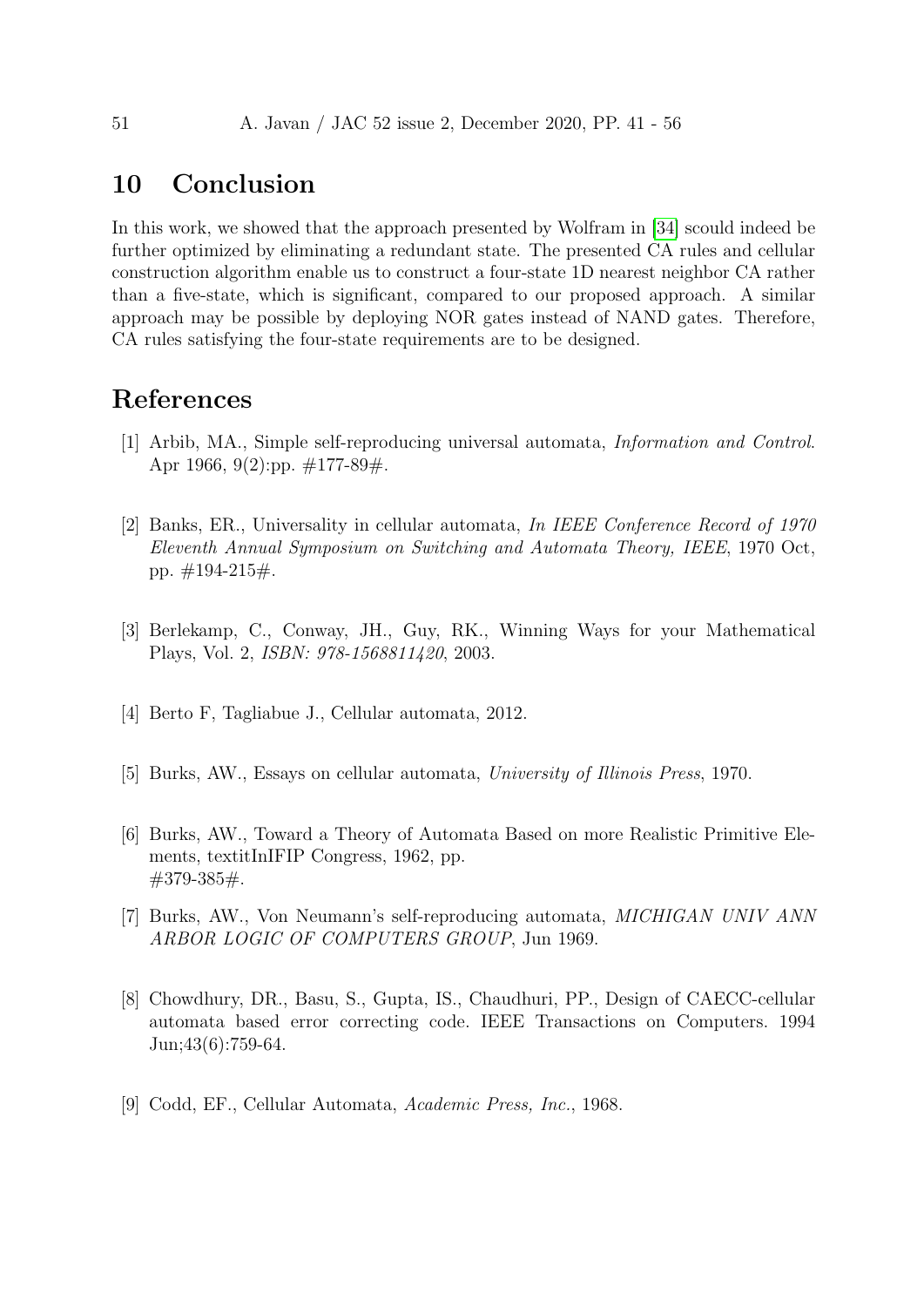## 10 Conclusion

In this work, we showed that the approach presented by Wolfram in [34] scould indeed be further optimized by eliminating a redundant state. The presented CA rules and cellular construction algorithm enable us to construct a four-state 1D nearest neighbor CA rather than a five-state, which is significant, compared to our proposed approach. A similar approach may be possible by deploying NOR gates instead of NAND gates. Therefore, CA rules satisfying the four-state requirements are to be designed.

## References

[1] Arbib, MA., Simple self-reproducing universal automata, *Information and Control*. Apr 1966, 9(2):pp. #177-89#.

[2] Banks, ER., Universality in cellular automata, *In IEEE Conference Record of 1970 Eleventh Annual Symposium on Switching and Automata Theory, IEEE*, 1970 Oct, pp. #194-215#.

[3] Berlekamp, C., Conway, JH., Guy, RK., Winning Ways for your Mathematical Plays, Vol. 2, *ISBN: 978-1568811420*, 2003.

[4] Berto F, Tagliabue J., Cellular automata, 2012.

[5] Burks, AW., Essays on cellular automata, *University of Illinois Press*, 1970.

[6] Burks, AW., Toward a Theory of Automata Based on more Realistic Primitive Elements, textitInIFIP Congress, 1962, pp. #379-385#.

[7] Burks, AW., Von Neumann's self-reproducing automata, *MICHIGAN UNIV ANN ARBOR LOGIC OF COMPUTERS GROUP*, Jun 1969.

[8] Chowdhury, DR., Basu, S., Gupta, IS., Chaudhuri, PP., Design of CAECC-cellular automata based error correcting code. IEEE Transactions on Computers. 1994 Jun;43(6):759-64.

[9] Codd, EF., Cellular Automata, *Academic Press, Inc.*, 1968.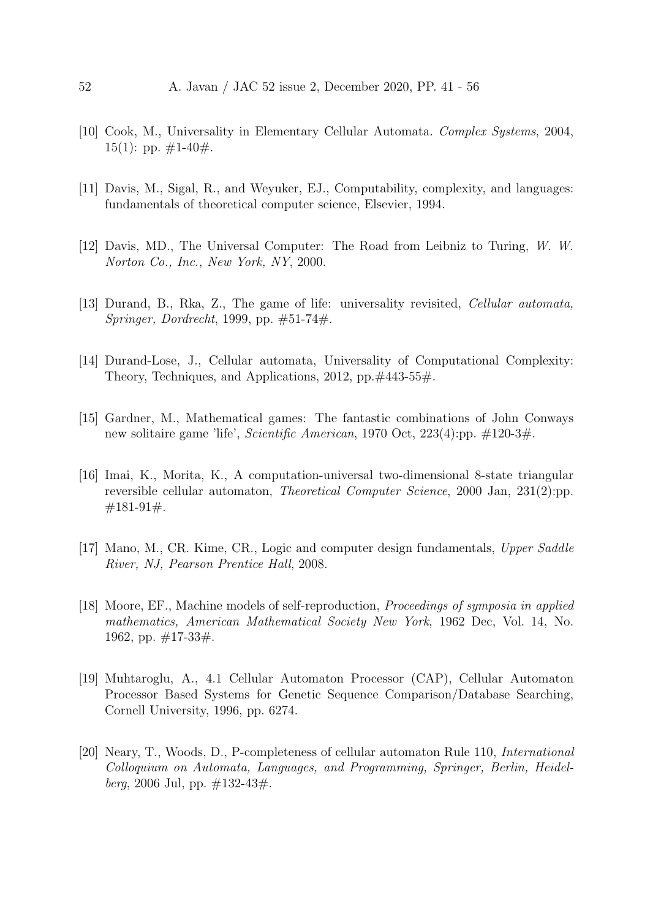[10] Cook, M., Universality in Elementary Cellular Automata. *Complex Systems*, 2004, 15(1): pp. #1-40#.

[11] Davis, M., Sigal, R., and Weyuker, EJ., Computability, complexity, and languages: fundamentals of theoretical computer science, Elsevier, 1994.

[12] Davis, MD., The Universal Computer: The Road from Leibniz to Turing, *W. W. Norton Co., Inc., New York, NY*, 2000.

[13] Durand, B., Rka, Z., The game of life: universality revisited, *Cellular automata, Springer, Dordrecht*, 1999, pp. #51-74#.

[14] Durand-Lose, J., Cellular automata, Universality of Computational Complexity: Theory, Techniques, and Applications, 2012, pp.#443-55#.

[15] Gardner, M., Mathematical games: The fantastic combinations of John Conways new solitaire game 'life', *Scientific American*, 1970 Oct, 223(4):pp. #120-3#.

[16] Imai, K., Morita, K., A computation-universal two-dimensional 8-state triangular reversible cellular automaton, *Theoretical Computer Science*, 2000 Jan, 231(2):pp. #181-91#.

[17] Mano, M., CR. Kime, CR., Logic and computer design fundamentals, *Upper Saddle River, NJ, Pearson Prentice Hall*, 2008.

[18] Moore, EF., Machine models of self-reproduction, *Proceedings of symposia in applied mathematics, American Mathematical Society New York*, 1962 Dec, Vol. 14, No. 1962, pp. #17-33#.

[19] Muhtaroglu, A., 4.1 Cellular Automaton Processor (CAP), Cellular Automaton Processor Based Systems for Genetic Sequence Comparison/Database Searching, Cornell University, 1996, pp. 6274.

[20] Neary, T., Woods, D., P-completeness of cellular automaton Rule 110, *International Colloquium on Automata, Languages, and Programming, Springer, Berlin, Heidelberg*, 2006 Jul, pp. #132-43#.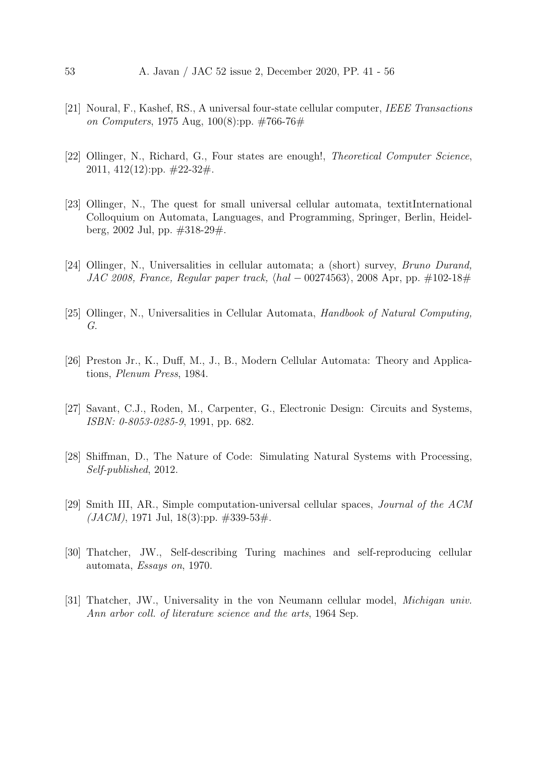[21] Noural, F., Kashef, RS., A universal four-state cellular computer, *IEEE Transactions on Computers*, 1975 Aug, 100(8):pp. #766-76#

[22] Ollinger, N., Richard, G., Four states are enough!, *Theoretical Computer Science*, 2011, 412(12):pp. #22-32#.

[23] Ollinger, N., The quest for small universal cellular automata, textitInternational Colloquium on Automata, Languages, and Programming, Springer, Berlin, Heidelberg, 2002 Jul, pp. #318-29#.

[24] Ollinger, N., Universalities in cellular automata; a (short) survey, *Bruno Durand, JAC 2008, France, Regular paper track,* $\langle hal-00274563\rangle$, 2008 Apr, pp. #102-18#

[25] Ollinger, N., Universalities in Cellular Automata, *Handbook of Natural Computing, G.*

[26] Preston Jr., K., Duff, M., J., B., Modern Cellular Automata: Theory and Applications, *Plenum Press*, 1984.

[27] Savant, C.J., Roden, M., Carpenter, G., Electronic Design: Circuits and Systems, *ISBN: 0-8053-0285-9*, 1991, pp. 682.

[28] Shiffman, D., The Nature of Code: Simulating Natural Systems with Processing, *Self-published*, 2012.

[29] Smith III, AR., Simple computation-universal cellular spaces, *Journal of the ACM (JACM)*, 1971 Jul, 18(3):pp. #339-53#.

[30] Thatcher, JW., Self-describing Turing machines and self-reproducing cellular automata, *Essays on*, 1970.

[31] Thatcher, JW., Universality in the von Neumann cellular model, *Michigan univ. Ann arbor coll. of literature science and the arts*, 1964 Sep.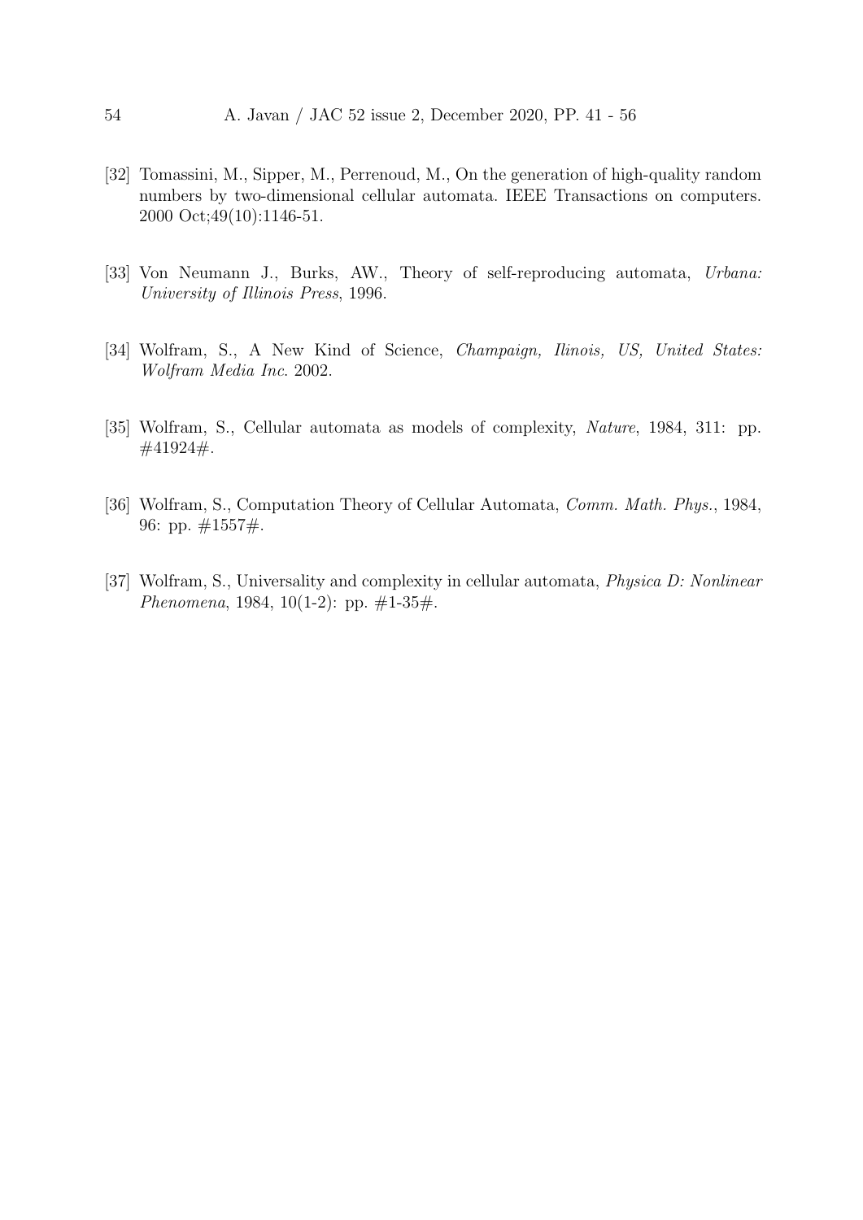[32] Tomassini, M., Sipper, M., Perrenoud, M., On the generation of high-quality random numbers by two-dimensional cellular automata. IEEE Transactions on computers. 2000 Oct;49(10):1146-51.

[33] Von Neumann J., Burks, AW., Theory of self-reproducing automata, *Urbana: University of Illinois Press*, 1996.

[34] Wolfram, S., A New Kind of Science, *Champaign, Ilinois, US, United States: Wolfram Media Inc.* 2002.

[35] Wolfram, S., Cellular automata as models of complexity, *Nature*, 1984, 311: pp. #41924#.

[36] Wolfram, S., Computation Theory of Cellular Automata, *Comm. Math. Phys.*, 1984, 96: pp. #1557#.

[37] Wolfram, S., Universality and complexity in cellular automata, *Physica D: Nonlinear Phenomena*, 1984, 10(1-2): pp. #1-35#.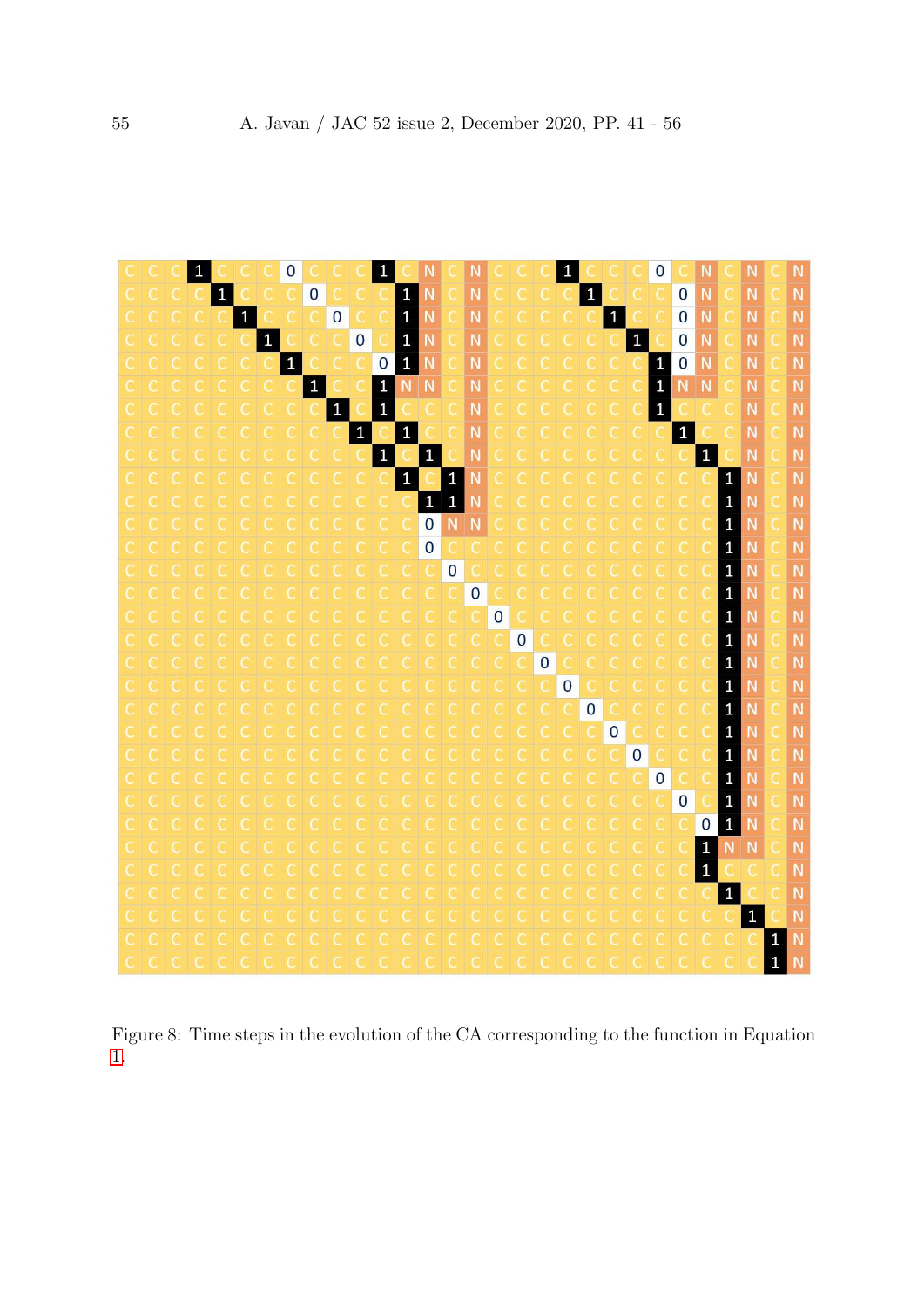Figure 8: Time steps in the evolution of the CA corresponding to the function in Equation 1.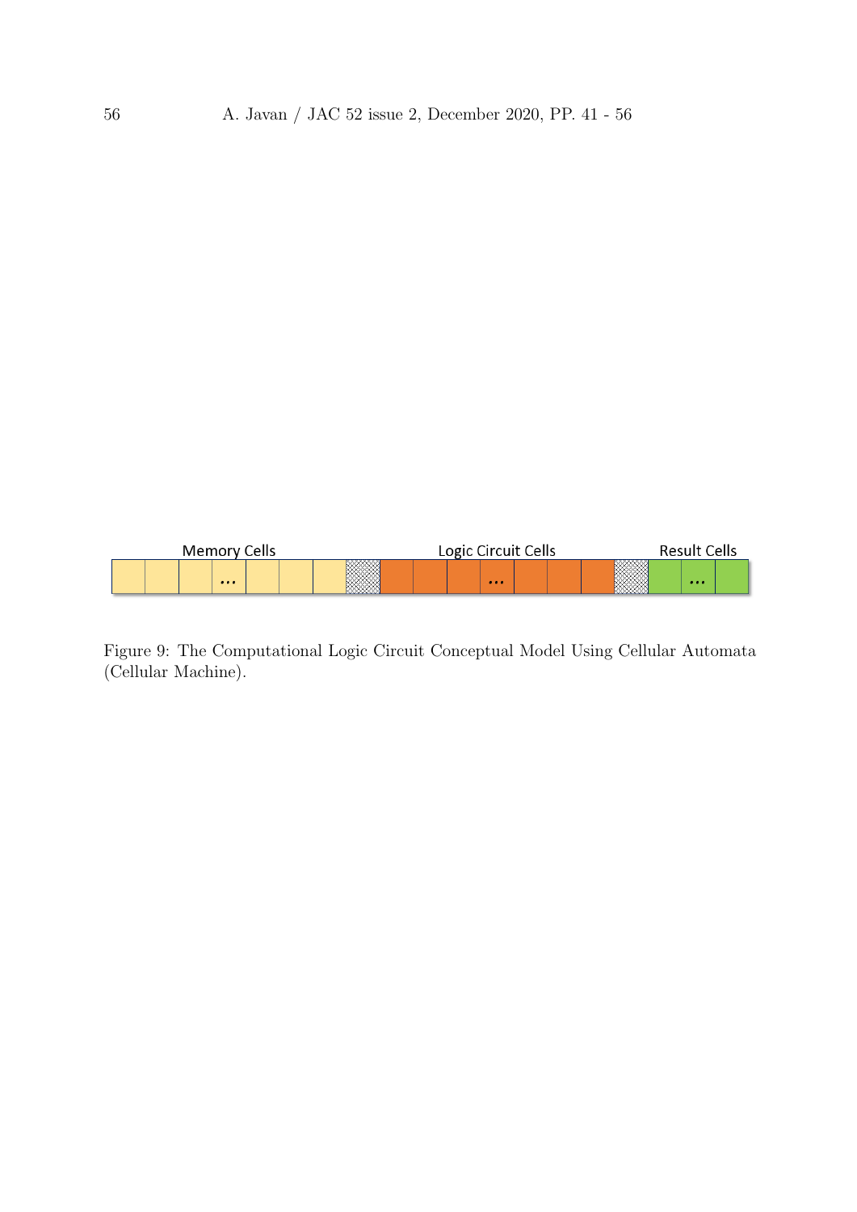Memory Cells

Logic Circuit Cells

Result Cells

...

...

...

Figure 9: The Computational Logic Circuit Conceptual Model Using Cellular Automata (Cellular Machine).